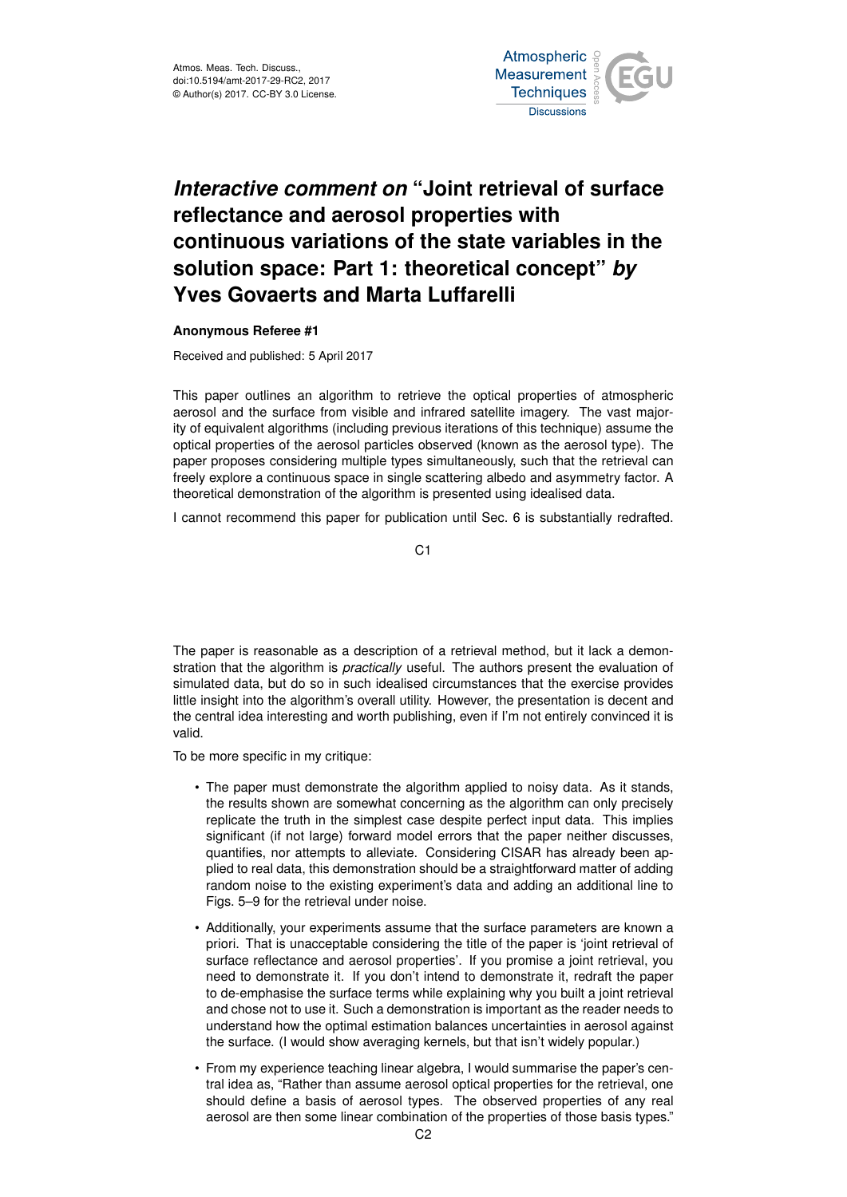# *Interactive comment on* "Joint retrieval of surface reflectance and aerosol properties with continuous variations of the state variables in the solution space: Part 1: theoretical concept" *by* Yves Govaerts and Marta Luffarelli

**Anonymous Referee #1**

Received and published: 5 April 2017

This paper outlines an algorithm to retrieve the optical properties of atmospheric aerosol and the surface from visible and infrared satellite imagery. The vast majority of equivalent algorithms (including previous iterations of this technique) assume the optical properties of the aerosol particles observed (known as the aerosol type). The paper proposes considering multiple types simultaneously, such that the retrieval can freely explore a continuous space in single scattering albedo and asymmetry factor. A theoretical demonstration of the algorithm is presented using idealised data.

I cannot recommend this paper for publication until Sec. 6 is substantially redrafted.

The paper is reasonable as a description of a retrieval method, but it lack a demonstration that the algorithm is *practically* useful. The authors present the evaluation of simulated data, but do so in such idealised circumstances that the exercise provides little insight into the algorithm's overall utility. However, the presentation is decent and the central idea interesting and worth publishing, even if I'm not entirely convinced it is valid.

To be more specific in my critique:

- The paper must demonstrate the algorithm applied to noisy data. As it stands, the results shown are somewhat concerning as the algorithm can only precisely replicate the truth in the simplest case despite perfect input data. This implies significant (if not large) forward model errors that the paper neither discusses, quantifies, nor attempts to alleviate. Considering CISAR has already been applied to real data, this demonstration should be a straightforward matter of adding random noise to the existing experiment's data and adding an additional line to Figs. 5–9 for the retrieval under noise.
- Additionally, your experiments assume that the surface parameters are known a priori. That is unacceptable considering the title of the paper is 'joint retrieval of surface reflectance and aerosol properties'. If you promise a joint retrieval, you need to demonstrate it. If you don't intend to demonstrate it, redraft the paper to de-emphasise the surface terms while explaining why you built a joint retrieval and chose not to use it. Such a demonstration is important as the reader needs to understand how the optimal estimation balances uncertainties in aerosol against the surface. (I would show averaging kernels, but that isn't widely popular.)
- From my experience teaching linear algebra, I would summarise the paper's central idea as, "Rather than assume aerosol optical properties for the retrieval, one should define a basis of aerosol types. The observed properties of any real aerosol are then some linear combination of the properties of those basis types."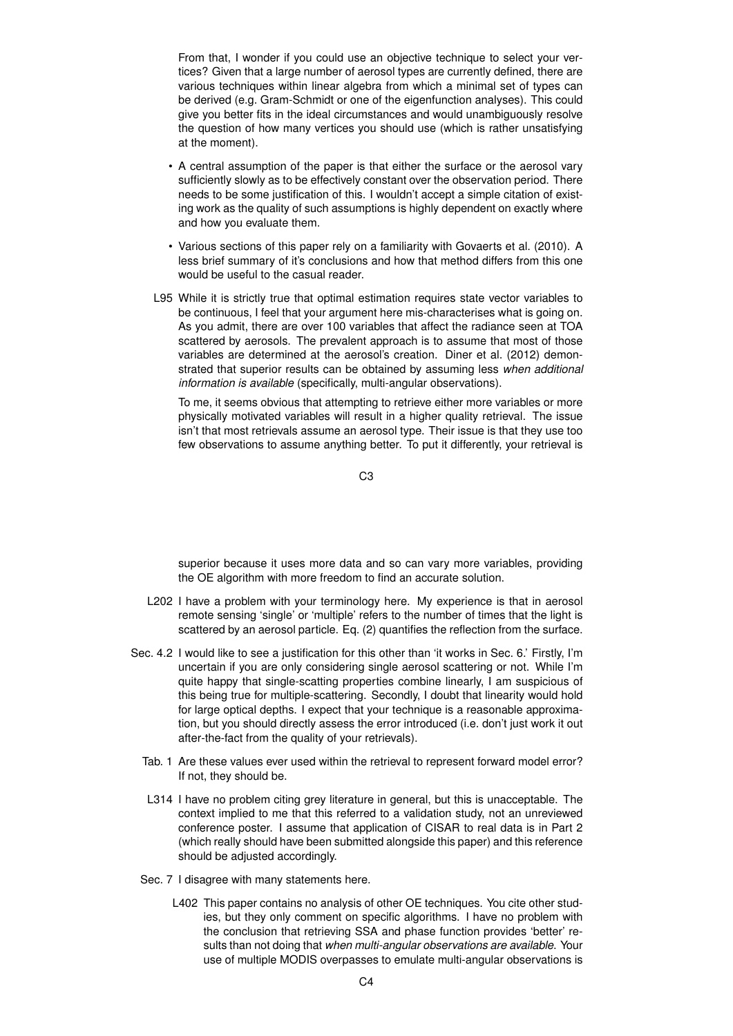From that, I wonder if you could use an objective technique to select your vertices? Given that a large number of aerosol types are currently defined, there are various techniques within linear algebra from which a minimal set of types can be derived (e.g. Gram-Schmidt or one of the eigenfunction analyses). This could give you better fits in the ideal circumstances and would unambiguously resolve the question of how many vertices you should use (which is rather unsatisfying at the moment).

- A central assumption of the paper is that either the surface or the aerosol vary sufficiently slowly as to be effectively constant over the observation period. There needs to be some justification of this. I wouldn't accept a simple citation of existing work as the quality of such assumptions is highly dependent on exactly where and how you evaluate them.
- Various sections of this paper rely on a familiarity with Govaerts et al. (2010). A less brief summary of it's conclusions and how that method differs from this one would be useful to the casual reader.

L95 While it is strictly true that optimal estimation requires state vector variables to be continuous, I feel that your argument here mis-characterises what is going on. As you admit, there are over 100 variables that affect the radiance seen at TOA scattered by aerosols. The prevalent approach is to assume that most of those variables are determined at the aerosol's creation. Diner et al. (2012) demonstrated that superior results can be obtained by assuming less *when additional information is available* (specifically, multi-angular observations).

To me, it seems obvious that attempting to retrieve either more variables or more physically motivated variables will result in a higher quality retrieval. The issue isn't that most retrievals assume an aerosol type. Their issue is that they use too few observations to assume anything better. To put it differently, your retrieval is superior because it uses more data and so can vary more variables, providing the OE algorithm with more freedom to find an accurate solution.

L202 I have a problem with your terminology here. My experience is that in aerosol remote sensing 'single' or 'multiple' refers to the number of times that the light is scattered by an aerosol particle. Eq. (2) quantifies the reflection from the surface.

Sec. 4.2 I would like to see a justification for this other than 'it works in Sec. 6.' Firstly, I'm uncertain if you are only considering single aerosol scattering or not. While I'm quite happy that single-scatting properties combine linearly, I am suspicious of this being true for multiple-scattering. Secondly, I doubt that linearity would hold for large optical depths. I expect that your technique is a reasonable approximation, but you should directly assess the error introduced (i.e. don't just work it out after-the-fact from the quality of your retrievals).

Tab. 1 Are these values ever used within the retrieval to represent forward model error? If not, they should be.

L314 I have no problem citing grey literature in general, but this is unacceptable. The context implied to me that this referred to a validation study, not an unreviewed conference poster. I assume that application of CISAR to real data is in Part 2 (which really should have been submitted alongside this paper) and this reference should be adjusted accordingly.

Sec. 7 I disagree with many statements here.

L402 This paper contains no analysis of other OE techniques. You cite other studies, but they only comment on specific algorithms. I have no problem with the conclusion that retrieving SSA and phase function provides 'better' results than not doing that *when multi-angular observations are available*. Your use of multiple MODIS overpasses to emulate multi-angular observations is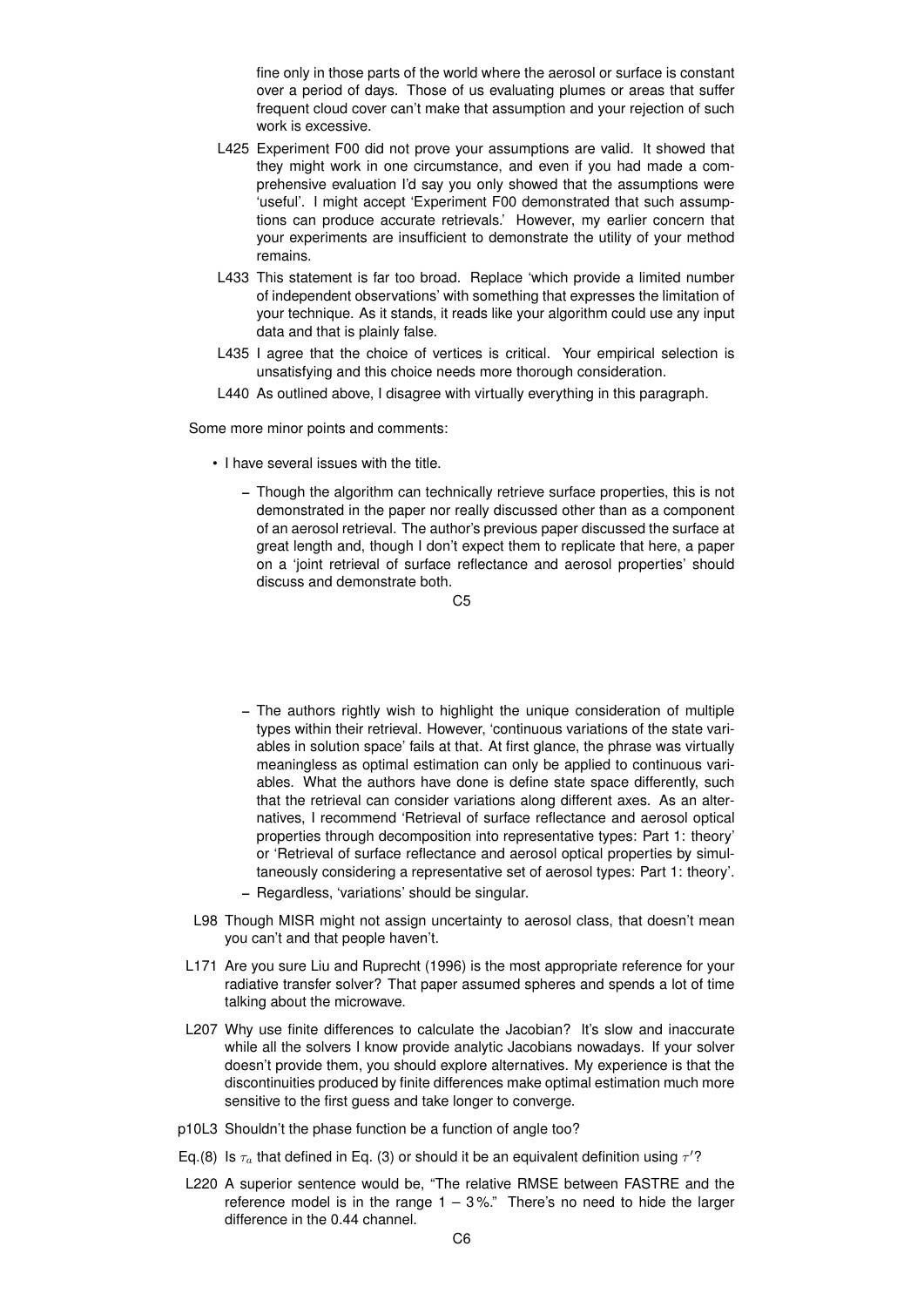fine only in those parts of the world where the aerosol or surface is constant over a period of days. Those of us evaluating plumes or areas that suffer frequent cloud cover can't make that assumption and your rejection of such work is excessive.

L425 Experiment F00 did not prove your assumptions are valid. It showed that they might work in one circumstance, and even if you had made a comprehensive evaluation I'd say you only showed that the assumptions were 'useful'. I might accept 'Experiment F00 demonstrated that such assumptions can produce accurate retrievals.' However, my earlier concern that your experiments are insufficient to demonstrate the utility of your method remains.

L433 This statement is far too broad. Replace 'which provide a limited number of independent observations' with something that expresses the limitation of your technique. As it stands, it reads like your algorithm could use any input data and that is plainly false.

L435 I agree that the choice of vertices is critical. Your empirical selection is unsatisfying and this choice needs more thorough consideration.

L440 As outlined above, I disagree with virtually everything in this paragraph.

Some more minor points and comments:

- I have several issues with the title.
  - Though the algorithm can technically retrieve surface properties, this is not demonstrated in the paper nor really discussed other than as a component of an aerosol retrieval. The author's previous paper discussed the surface at great length and, though I don't expect them to replicate that here, a paper on a 'joint retrieval of surface reflectance and aerosol properties' should discuss and demonstrate both.
  - The authors rightly wish to highlight the unique consideration of multiple types within their retrieval. However, 'continuous variations of the state variables in solution space' fails at that. At first glance, the phrase was virtually meaningless as optimal estimation can only be applied to continuous variables. What the authors have done is define state space differently, such that the retrieval can consider variations along different axes. As an alternatives, I recommend 'Retrieval of surface reflectance and aerosol optical properties through decomposition into representative types: Part 1: theory' or 'Retrieval of surface reflectance and aerosol optical properties by simultaneously considering a representative set of aerosol types: Part 1: theory'.
  - Regardless, 'variations' should be singular.

L98 Though MISR might not assign uncertainty to aerosol class, that doesn't mean you can't and that people haven't.

L171 Are you sure Liu and Ruprecht (1996) is the most appropriate reference for your radiative transfer solver? That paper assumed spheres and spends a lot of time talking about the microwave.

L207 Why use finite differences to calculate the Jacobian? It's slow and inaccurate while all the solvers I know provide analytic Jacobians nowadays. If your solver doesn't provide them, you should explore alternatives. My experience is that the discontinuities produced by finite differences make optimal estimation much more sensitive to the first guess and take longer to converge.

p10L3 Shouldn't the phase function be a function of angle too?

Eq.(8) Is $\tau_a$ that defined in Eq. (3) or should it be an equivalent definition using $\tau'$?

L220 A superior sentence would be, "The relative RMSE between FASTRE and the reference model is in the range 1 – 3 %." There's no need to hide the larger difference in the 0.44 channel.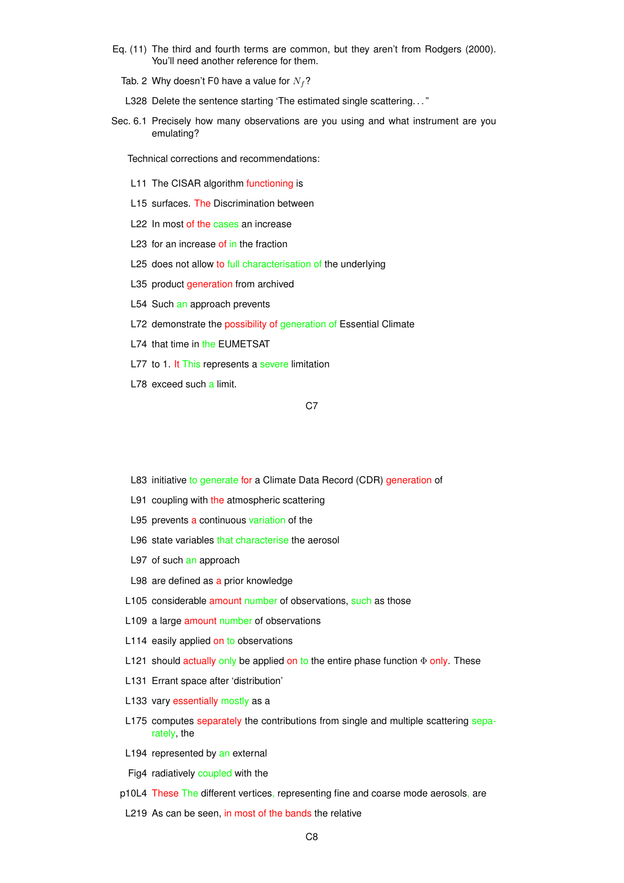Eq. (11) The third and fourth terms are common, but they aren't from Rodgers (2000). You'll need another reference for them.

Tab. 2 Why doesn't F0 have a value for $N_f$?

L328 Delete the sentence starting 'The estimated single scattering. . . "

Sec. 6.1 Precisely how many observations are you using and what instrument are you emulating?

Technical corrections and recommendations:

L11 The CISAR algorithm functioning is

L15 surfaces. The Discrimination between

L22 In most of the cases an increase

L23 for an increase of in the fraction

L25 does not allow to full characterisation of the underlying

L35 product generation from archived

L54 Such an approach prevents

L72 demonstrate the possibility of generation of Essential Climate

L74 that time in the EUMETSAT

L77 to 1. It This represents a severe limitation

L78 exceed such a limit.

L83 initiative to generate for a Climate Data Record (CDR) generation of

L91 coupling with the atmospheric scattering

L95 prevents a continuous variation of the

L96 state variables that characterise the aerosol

L97 of such an approach

L98 are defined as a prior knowledge

L105 considerable amount number of observations, such as those

L109 a large amount number of observations

L114 easily applied on to observations

L121 should actually only be applied on to the entire phase function $\Phi$ only. These

L131 Errant space after 'distribution'

L133 vary essentially mostly as a

L175 computes separately the contributions from single and multiple scattering separately, the

L194 represented by an external

Fig4 radiatively coupled with the

p10L4 These The different vertices, representing fine and coarse mode aerosols, are

L219 As can be seen, in most of the bands the relative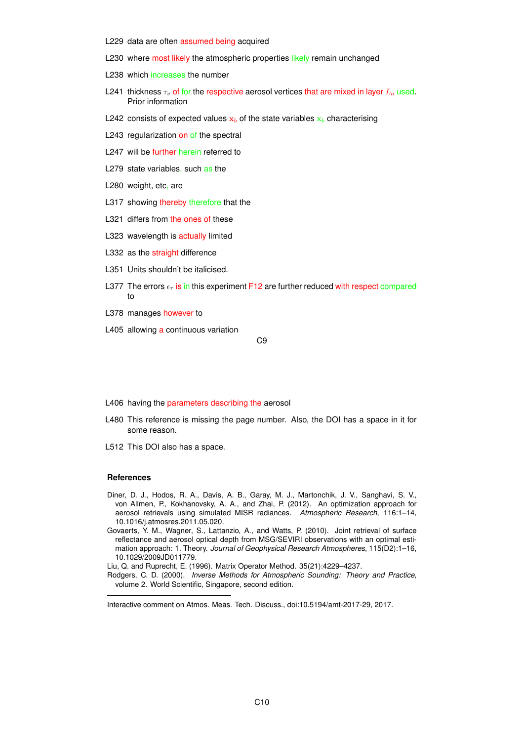L229 data are often assumed being acquired

L230 where most likely the atmospheric properties likely remain unchanged

L238 which increases the number

L241 thickness $\tau_v$ of for the respective aerosol vertices that are mixed in layer $L_a$ used. Prior information

L242 consists of expected values $\mathbf{x}_b$ of the state variables $\mathbf{x}_b$ characterising

L243 regularization on of the spectral

L247 will be further herein referred to

L279 state variables, such as the

L280 weight, etc, are

L317 showing thereby therefore that the

L321 differs from the ones of these

L323 wavelength is actually limited

L332 as the straight difference

L351 Units shouldn't be italicised.

L377 The errors $\epsilon_\tau$ is in this experiment F12 are further reduced with respect compared to

L378 manages however to

L405 allowing a continuous variation

L406 having the parameters describing the aerosol

L480 This reference is missing the page number. Also, the DOI has a space in it for some reason.

L512 This DOI also has a space.

### References

Diner, D. J., Hodos, R. A., Davis, A. B., Garay, M. J., Martonchik, J. V., Sanghavi, S. V., von Allmen, P., Kokhanovsky, A. A., and Zhai, P. (2012). An optimization approach for aerosol retrievals using simulated MISR radiances. *Atmospheric Research*, 116:1–14, 10.1016/j.atmosres.2011.05.020.

Govaerts, Y. M., Wagner, S., Lattanzio, A., and Watts, P. (2010). Joint retrieval of surface reflectance and aerosol optical depth from MSG/SEVIRI observations with an optimal estimation approach: 1. Theory. *Journal of Geophysical Research Atmospheres*, 115(D2):1–16, 10.1029/2009JD011779.

Liu, Q. and Ruprecht, E. (1996). Matrix Operator Method. 35(21):4229–4237.

Rodgers, C. D. (2000). *Inverse Methods for Atmospheric Sounding: Theory and Practice*, volume 2. World Scientific, Singapore, second edition.

Interactive comment on Atmos. Meas. Tech. Discuss., doi:10.5194/amt-2017-29, 2017.